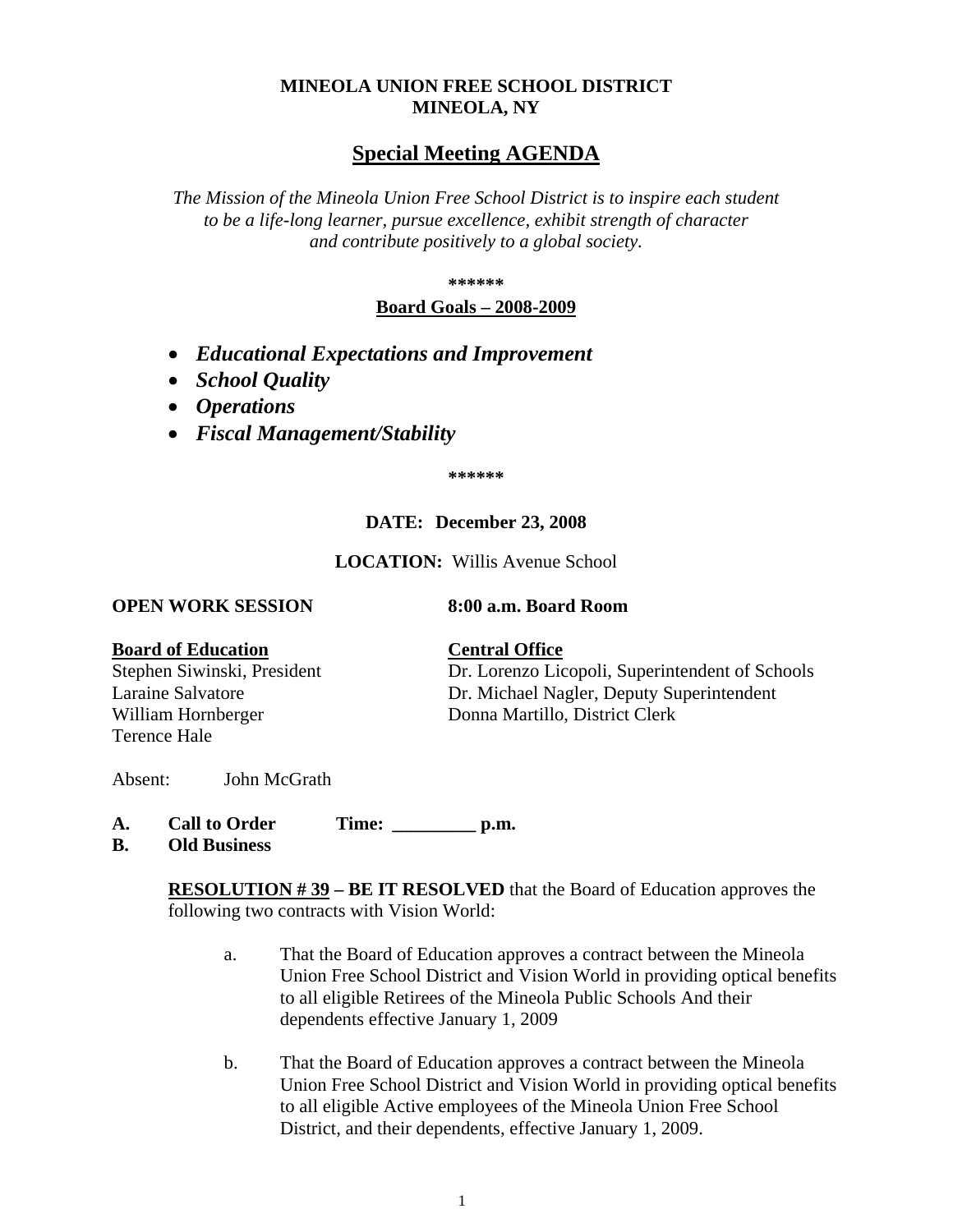**MINEOLA UNION FREE SCHOOL DISTRICT**
**MINEOLA, NY**

# Special Meeting AGENDA

*The Mission of the Mineola Union Free School District is to inspire each student to be a life-long learner, pursue excellence, exhibit strength of character and contribute positively to a global society.*

**\*\*\*\*\*\***

**Board Goals – 2008-2009**

- ***Educational Expectations and Improvement***
- ***School Quality***
- ***Operations***
- ***Fiscal Management/Stability***

**\*\*\*\*\*\***

**DATE: December 23, 2008**

**LOCATION:** Willis Avenue School

**OPEN WORK SESSION** **8:00 a.m. Board Room**

**Board of Education**
Stephen Siwinski, President
Laraine Salvatore
William Hornberger
Terence Hale

**Central Office**
Dr. Lorenzo Licopoli, Superintendent of Schools
Dr. Michael Nagler, Deputy Superintendent
Donna Martillo, District Clerk

Absent: John McGrath

**A. Call to Order Time: _________ p.m.**
**B. Old Business**

**RESOLUTION # 39 – BE IT RESOLVED** that the Board of Education approves the following two contracts with Vision World:

a. That the Board of Education approves a contract between the Mineola Union Free School District and Vision World in providing optical benefits to all eligible Retirees of the Mineola Public Schools And their dependents effective January 1, 2009

b. That the Board of Education approves a contract between the Mineola Union Free School District and Vision World in providing optical benefits to all eligible Active employees of the Mineola Union Free School District, and their dependents, effective January 1, 2009.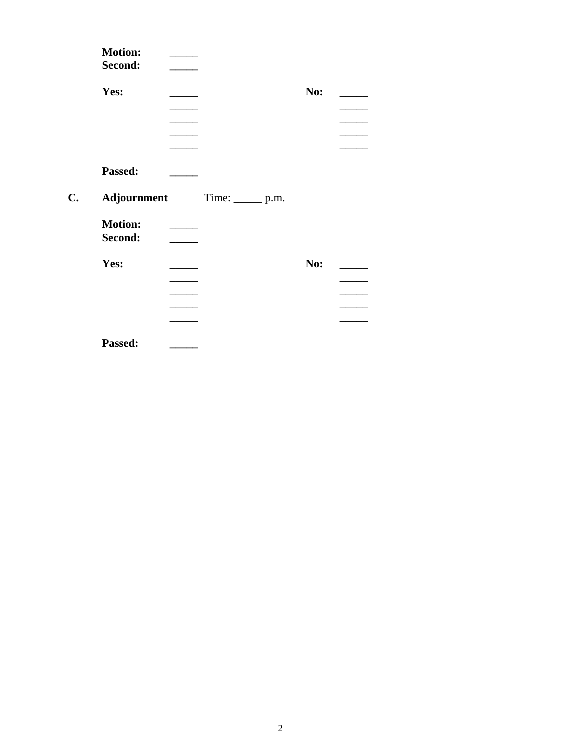**Motion:** _____
**Second:** _____

| | | | |
|---|---|---|---|
| **Yes:** | _____ | **No:** | _____ |
| | _____ | | _____ |
| | _____ | | _____ |
| | _____ | | _____ |
| | _____ | | _____ |

**Passed:** _____

**C. Adjournment** Time: _____ p.m.

**Motion:** _____
**Second:** _____

| | | | |
|---|---|---|---|
| **Yes:** | _____ | **No:** | _____ |
| | _____ | | _____ |
| | _____ | | _____ |
| | _____ | | _____ |
| | _____ | | _____ |

**Passed:** _____